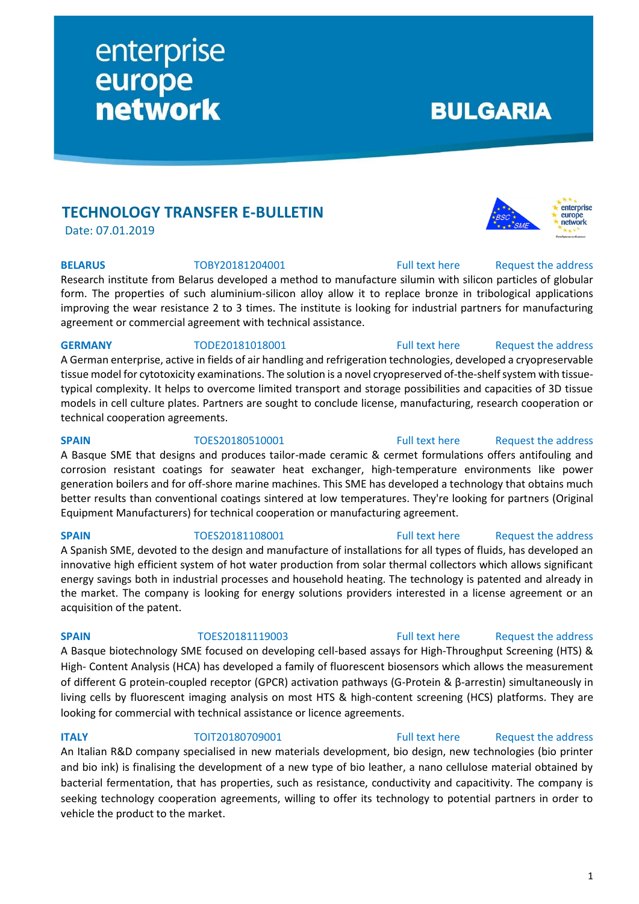enterprise europe network

BULGARIA

## TECHNOLOGY TRANSFER E-BULLETIN

Date: 07.01.2019

**BELARUS** TOBY20181204001 Full text here Request the address

Research institute from Belarus developed a method to manufacture silumin with silicon particles of globular form. The properties of such aluminium-silicon alloy allow it to replace bronze in tribological applications improving the wear resistance 2 to 3 times. The institute is looking for industrial partners for manufacturing agreement or commercial agreement with technical assistance.

**GERMANY** TODE20181018001 Full text here Request the address

A German enterprise, active in fields of air handling and refrigeration technologies, developed a cryopreservable tissue model for cytotoxicity examinations. The solution is a novel cryopreserved of-the-shelf system with tissue-typical complexity. It helps to overcome limited transport and storage possibilities and capacities of 3D tissue models in cell culture plates. Partners are sought to conclude license, manufacturing, research cooperation or technical cooperation agreements.

**SPAIN** TOES20180510001 Full text here Request the address

A Basque SME that designs and produces tailor-made ceramic & cermet formulations offers antifouling and corrosion resistant coatings for seawater heat exchanger, high-temperature environments like power generation boilers and for off-shore marine machines. This SME has developed a technology that obtains much better results than conventional coatings sintered at low temperatures. They're looking for partners (Original Equipment Manufacturers) for technical cooperation or manufacturing agreement.

**SPAIN** TOES20181108001 Full text here Request the address

A Spanish SME, devoted to the design and manufacture of installations for all types of fluids, has developed an innovative high efficient system of hot water production from solar thermal collectors which allows significant energy savings both in industrial processes and household heating. The technology is patented and already in the market. The company is looking for energy solutions providers interested in a license agreement or an acquisition of the patent.

**SPAIN** TOES20181119003 Full text here Request the address

A Basque biotechnology SME focused on developing cell-based assays for High-Throughput Screening (HTS) & High- Content Analysis (HCA) has developed a family of fluorescent biosensors which allows the measurement of different G protein-coupled receptor (GPCR) activation pathways (G-Protein & β-arrestin) simultaneously in living cells by fluorescent imaging analysis on most HTS & high-content screening (HCS) platforms. They are looking for commercial with technical assistance or licence agreements.

**ITALY** TOIT20180709001 Full text here Request the address

An Italian R&D company specialised in new materials development, bio design, new technologies (bio printer and bio ink) is finalising the development of a new type of bio leather, a nano cellulose material obtained by bacterial fermentation, that has properties, such as resistance, conductivity and capacitivity. The company is seeking technology cooperation agreements, willing to offer its technology to potential partners in order to vehicle the product to the market.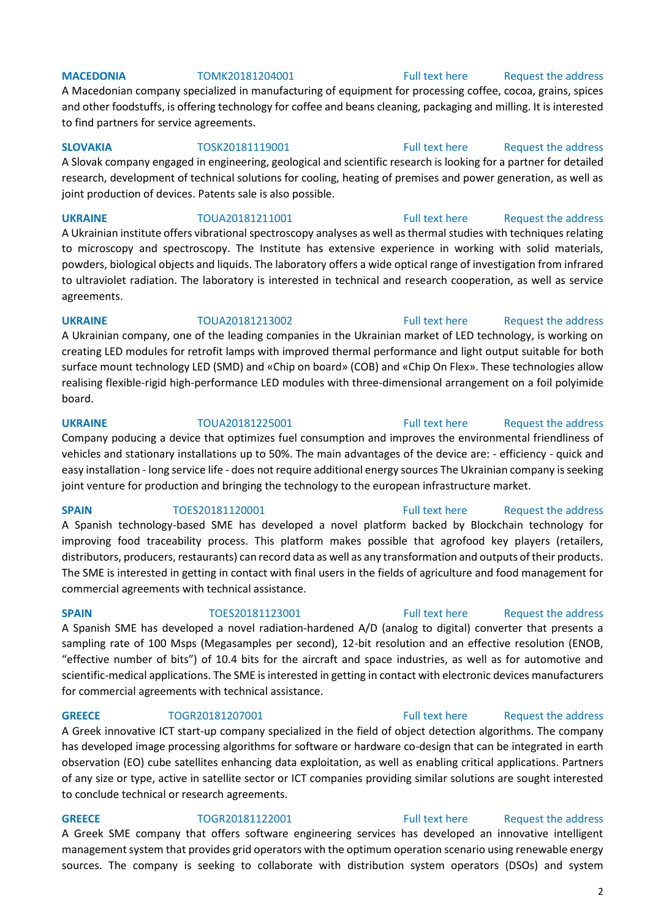**MACEDONIA** TOMK20181204001 Full text here Request the address

A Macedonian company specialized in manufacturing of equipment for processing coffee, cocoa, grains, spices and other foodstuffs, is offering technology for coffee and beans cleaning, packaging and milling. It is interested to find partners for service agreements.

**SLOVAKIA** TOSK20181119001 Full text here Request the address

A Slovak company engaged in engineering, geological and scientific research is looking for a partner for detailed research, development of technical solutions for cooling, heating of premises and power generation, as well as joint production of devices. Patents sale is also possible.

**UKRAINE** TOUA20181211001 Full text here Request the address

A Ukrainian institute offers vibrational spectroscopy analyses as well as thermal studies with techniques relating to microscopy and spectroscopy. The Institute has extensive experience in working with solid materials, powders, biological objects and liquids. The laboratory offers a wide optical range of investigation from infrared to ultraviolet radiation. The laboratory is interested in technical and research cooperation, as well as service agreements.

**UKRAINE** TOUA20181213002 Full text here Request the address

A Ukrainian company, one of the leading companies in the Ukrainian market of LED technology, is working on creating LED modules for retrofit lamps with improved thermal performance and light output suitable for both surface mount technology LED (SMD) and «Chip on board» (COB) and «Chip On Flex». These technologies allow realising flexible-rigid high-performance LED modules with three-dimensional arrangement on a foil polyimide board.

**UKRAINE** TOUA20181225001 Full text here Request the address

Company poducing a device that optimizes fuel consumption and improves the environmental friendliness of vehicles and stationary installations up to 50%. The main advantages of the device are: - efficiency - quick and easy installation - long service life - does not require additional energy sources The Ukrainian company is seeking joint venture for production and bringing the technology to the european infrastructure market.

**SPAIN** TOES20181120001 Full text here Request the address

A Spanish technology-based SME has developed a novel platform backed by Blockchain technology for improving food traceability process. This platform makes possible that agrofood key players (retailers, distributors, producers, restaurants) can record data as well as any transformation and outputs of their products. The SME is interested in getting in contact with final users in the fields of agriculture and food management for commercial agreements with technical assistance.

**SPAIN** TOES20181123001 Full text here Request the address

A Spanish SME has developed a novel radiation-hardened A/D (analog to digital) converter that presents a sampling rate of 100 Msps (Megasamples per second), 12-bit resolution and an effective resolution (ENOB, "effective number of bits") of 10.4 bits for the aircraft and space industries, as well as for automotive and scientific-medical applications. The SME is interested in getting in contact with electronic devices manufacturers for commercial agreements with technical assistance.

**GREECE** TOGR20181207001 Full text here Request the address

A Greek innovative ICT start-up company specialized in the field of object detection algorithms. The company has developed image processing algorithms for software or hardware co-design that can be integrated in earth observation (EO) cube satellites enhancing data exploitation, as well as enabling critical applications. Partners of any size or type, active in satellite sector or ICT companies providing similar solutions are sought interested to conclude technical or research agreements.

**GREECE** TOGR20181122001 Full text here Request the address

A Greek SME company that offers software engineering services has developed an innovative intelligent management system that provides grid operators with the optimum operation scenario using renewable energy sources. The company is seeking to collaborate with distribution system operators (DSOs) and system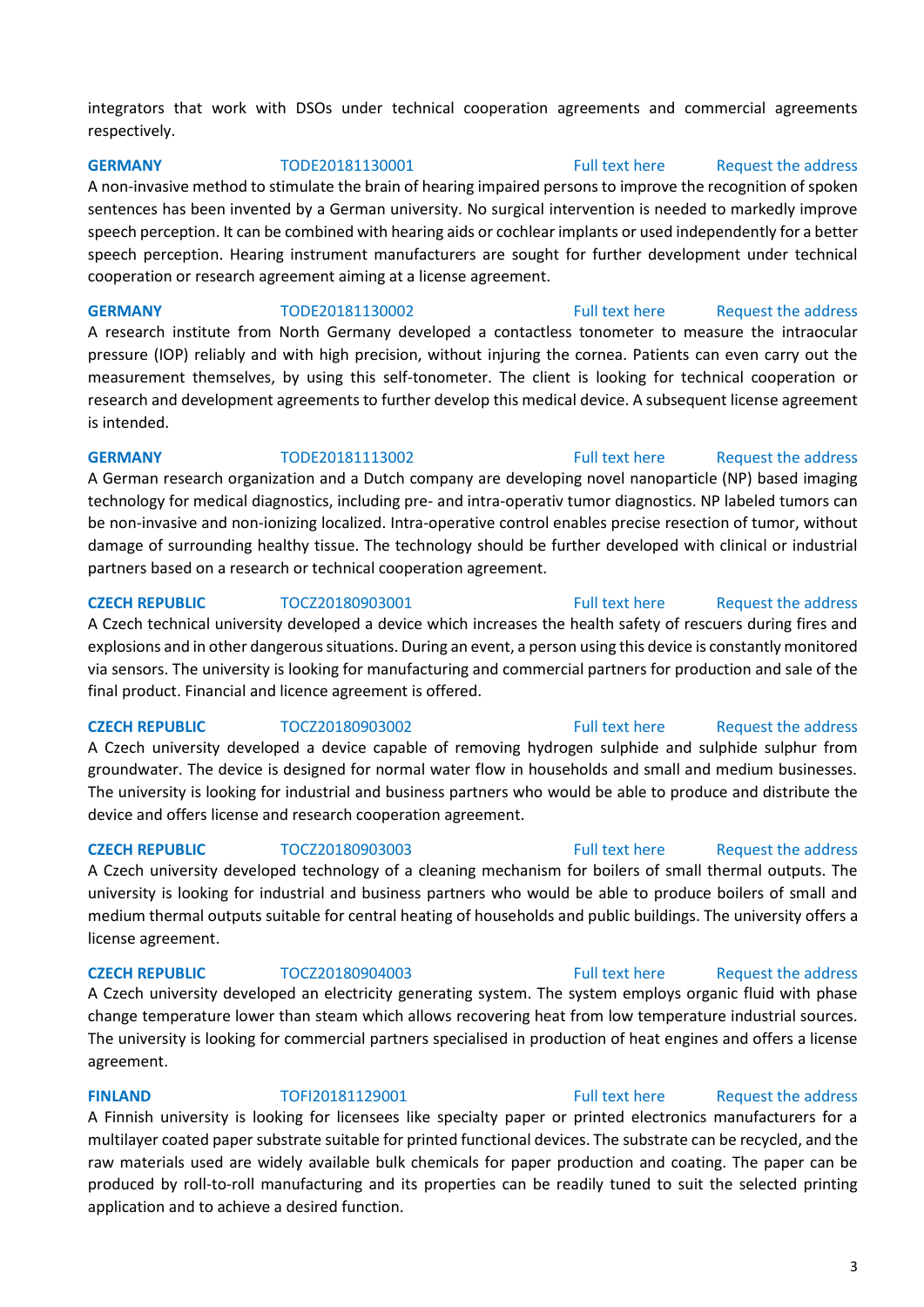integrators that work with DSOs under technical cooperation agreements and commercial agreements respectively.

**GERMANY** TODE20181130001 Full text here Request the address

A non-invasive method to stimulate the brain of hearing impaired persons to improve the recognition of spoken sentences has been invented by a German university. No surgical intervention is needed to markedly improve speech perception. It can be combined with hearing aids or cochlear implants or used independently for a better speech perception. Hearing instrument manufacturers are sought for further development under technical cooperation or research agreement aiming at a license agreement.

**GERMANY** TODE20181130002 Full text here Request the address

A research institute from North Germany developed a contactless tonometer to measure the intraocular pressure (IOP) reliably and with high precision, without injuring the cornea. Patients can even carry out the measurement themselves, by using this self-tonometer. The client is looking for technical cooperation or research and development agreements to further develop this medical device. A subsequent license agreement is intended.

**GERMANY** TODE20181113002 Full text here Request the address

A German research organization and a Dutch company are developing novel nanoparticle (NP) based imaging technology for medical diagnostics, including pre- and intra-operativ tumor diagnostics. NP labeled tumors can be non-invasive and non-ionizing localized. Intra-operative control enables precise resection of tumor, without damage of surrounding healthy tissue. The technology should be further developed with clinical or industrial partners based on a research or technical cooperation agreement.

**CZECH REPUBLIC** TOCZ20180903001 Full text here Request the address

A Czech technical university developed a device which increases the health safety of rescuers during fires and explosions and in other dangerous situations. During an event, a person using this device is constantly monitored via sensors. The university is looking for manufacturing and commercial partners for production and sale of the final product. Financial and licence agreement is offered.

**CZECH REPUBLIC** TOCZ20180903002 Full text here Request the address

A Czech university developed a device capable of removing hydrogen sulphide and sulphide sulphur from groundwater. The device is designed for normal water flow in households and small and medium businesses. The university is looking for industrial and business partners who would be able to produce and distribute the device and offers license and research cooperation agreement.

**CZECH REPUBLIC** TOCZ20180903003 Full text here Request the address

A Czech university developed technology of a cleaning mechanism for boilers of small thermal outputs. The university is looking for industrial and business partners who would be able to produce boilers of small and medium thermal outputs suitable for central heating of households and public buildings. The university offers a license agreement.

**CZECH REPUBLIC** TOCZ20180904003 Full text here Request the address

A Czech university developed an electricity generating system. The system employs organic fluid with phase change temperature lower than steam which allows recovering heat from low temperature industrial sources. The university is looking for commercial partners specialised in production of heat engines and offers a license agreement.

**FINLAND** TOFI20181129001 Full text here Request the address

A Finnish university is looking for licensees like specialty paper or printed electronics manufacturers for a multilayer coated paper substrate suitable for printed functional devices. The substrate can be recycled, and the raw materials used are widely available bulk chemicals for paper production and coating. The paper can be produced by roll-to-roll manufacturing and its properties can be readily tuned to suit the selected printing application and to achieve a desired function.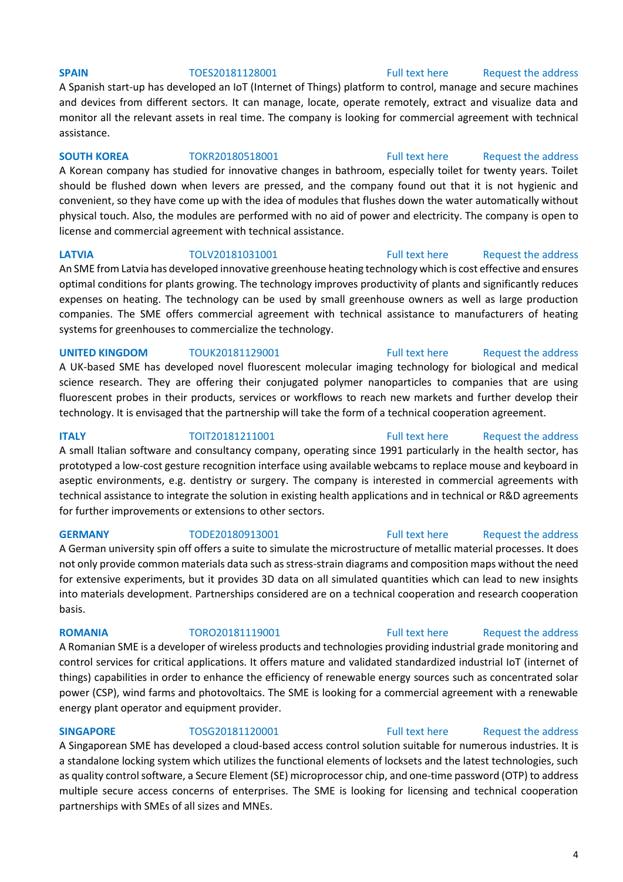**SPAIN** TOES20181128001 Full text here Request the address

A Spanish start-up has developed an IoT (Internet of Things) platform to control, manage and secure machines and devices from different sectors. It can manage, locate, operate remotely, extract and visualize data and monitor all the relevant assets in real time. The company is looking for commercial agreement with technical assistance.

**SOUTH KOREA** TOKR20180518001 Full text here Request the address

A Korean company has studied for innovative changes in bathroom, especially toilet for twenty years. Toilet should be flushed down when levers are pressed, and the company found out that it is not hygienic and convenient, so they have come up with the idea of modules that flushes down the water automatically without physical touch. Also, the modules are performed with no aid of power and electricity. The company is open to license and commercial agreement with technical assistance.

**LATVIA** TOLV20181031001 Full text here Request the address

An SME from Latvia has developed innovative greenhouse heating technology which is cost effective and ensures optimal conditions for plants growing. The technology improves productivity of plants and significantly reduces expenses on heating. The technology can be used by small greenhouse owners as well as large production companies. The SME offers commercial agreement with technical assistance to manufacturers of heating systems for greenhouses to commercialize the technology.

**UNITED KINGDOM** TOUK20181129001 Full text here Request the address

A UK-based SME has developed novel fluorescent molecular imaging technology for biological and medical science research. They are offering their conjugated polymer nanoparticles to companies that are using fluorescent probes in their products, services or workflows to reach new markets and further develop their technology. It is envisaged that the partnership will take the form of a technical cooperation agreement.

**ITALY** TOIT20181211001 Full text here Request the address

A small Italian software and consultancy company, operating since 1991 particularly in the health sector, has prototyped a low-cost gesture recognition interface using available webcams to replace mouse and keyboard in aseptic environments, e.g. dentistry or surgery. The company is interested in commercial agreements with technical assistance to integrate the solution in existing health applications and in technical or R&D agreements for further improvements or extensions to other sectors.

**GERMANY** TODE20180913001 Full text here Request the address

A German university spin off offers a suite to simulate the microstructure of metallic material processes. It does not only provide common materials data such as stress-strain diagrams and composition maps without the need for extensive experiments, but it provides 3D data on all simulated quantities which can lead to new insights into materials development. Partnerships considered are on a technical cooperation and research cooperation basis.

**ROMANIA** TORO20181119001 Full text here Request the address

A Romanian SME is a developer of wireless products and technologies providing industrial grade monitoring and control services for critical applications. It offers mature and validated standardized industrial IoT (internet of things) capabilities in order to enhance the efficiency of renewable energy sources such as concentrated solar power (CSP), wind farms and photovoltaics. The SME is looking for a commercial agreement with a renewable energy plant operator and equipment provider.

**SINGAPORE** TOSG20181120001 Full text here Request the address

A Singaporean SME has developed a cloud-based access control solution suitable for numerous industries. It is a standalone locking system which utilizes the functional elements of locksets and the latest technologies, such as quality control software, a Secure Element (SE) microprocessor chip, and one-time password (OTP) to address multiple secure access concerns of enterprises. The SME is looking for licensing and technical cooperation partnerships with SMEs of all sizes and MNEs.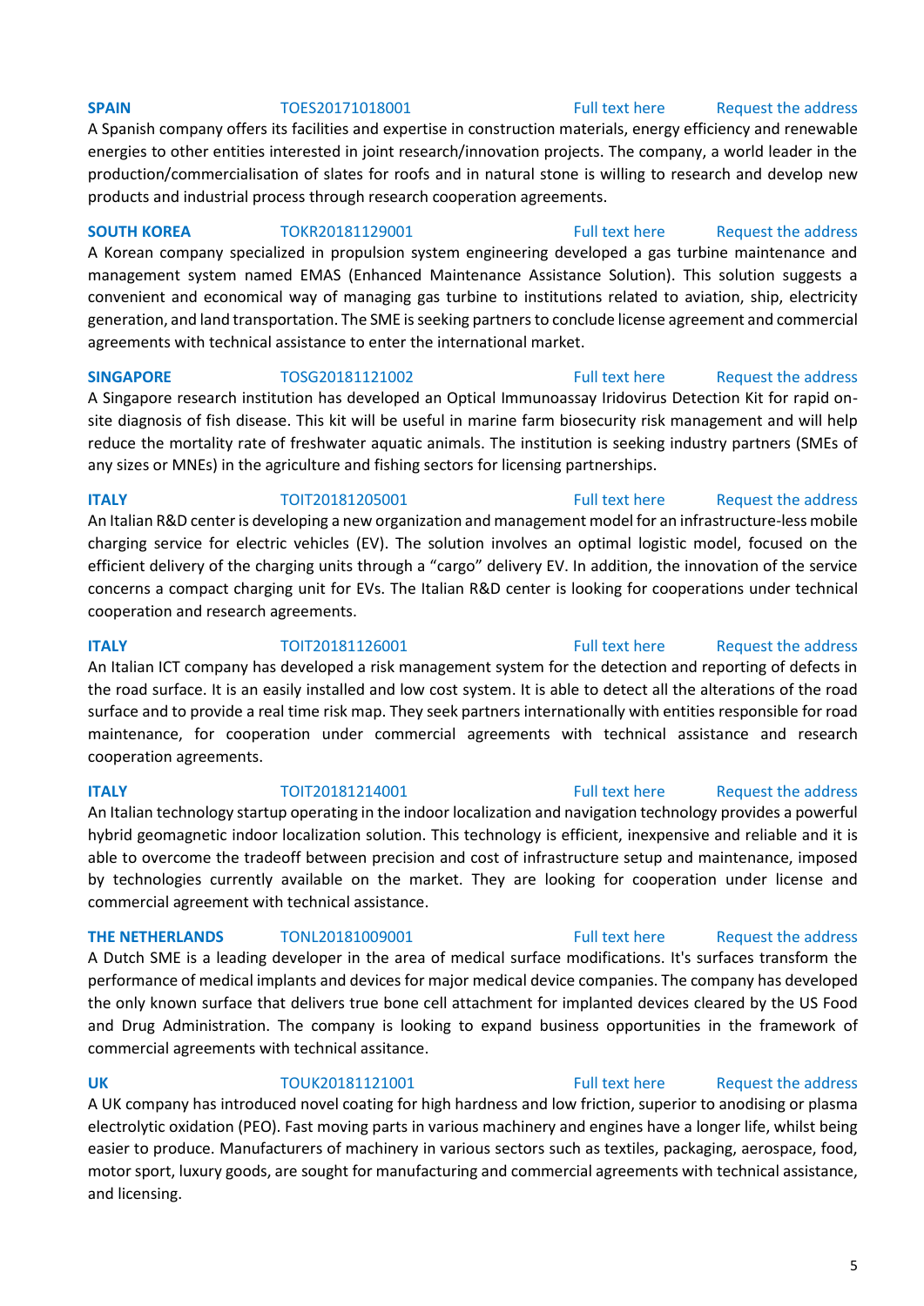**SPAIN** TOES20171018001 Full text here Request the address

A Spanish company offers its facilities and expertise in construction materials, energy efficiency and renewable energies to other entities interested in joint research/innovation projects. The company, a world leader in the production/commercialisation of slates for roofs and in natural stone is willing to research and develop new products and industrial process through research cooperation agreements.

**SOUTH KOREA** TOKR20181129001 Full text here Request the address

A Korean company specialized in propulsion system engineering developed a gas turbine maintenance and management system named EMAS (Enhanced Maintenance Assistance Solution). This solution suggests a convenient and economical way of managing gas turbine to institutions related to aviation, ship, electricity generation, and land transportation. The SME is seeking partners to conclude license agreement and commercial agreements with technical assistance to enter the international market.

**SINGAPORE** TOSG20181121002 Full text here Request the address

A Singapore research institution has developed an Optical Immunoassay Iridovirus Detection Kit for rapid on-site diagnosis of fish disease. This kit will be useful in marine farm biosecurity risk management and will help reduce the mortality rate of freshwater aquatic animals. The institution is seeking industry partners (SMEs of any sizes or MNEs) in the agriculture and fishing sectors for licensing partnerships.

**ITALY** TOIT20181205001 Full text here Request the address

An Italian R&D center is developing a new organization and management model for an infrastructure-less mobile charging service for electric vehicles (EV). The solution involves an optimal logistic model, focused on the efficient delivery of the charging units through a "cargo" delivery EV. In addition, the innovation of the service concerns a compact charging unit for EVs. The Italian R&D center is looking for cooperations under technical cooperation and research agreements.

**ITALY** TOIT20181126001 Full text here Request the address

An Italian ICT company has developed a risk management system for the detection and reporting of defects in the road surface. It is an easily installed and low cost system. It is able to detect all the alterations of the road surface and to provide a real time risk map. They seek partners internationally with entities responsible for road maintenance, for cooperation under commercial agreements with technical assistance and research cooperation agreements.

**ITALY** TOIT20181214001 Full text here Request the address

An Italian technology startup operating in the indoor localization and navigation technology provides a powerful hybrid geomagnetic indoor localization solution. This technology is efficient, inexpensive and reliable and it is able to overcome the tradeoff between precision and cost of infrastructure setup and maintenance, imposed by technologies currently available on the market. They are looking for cooperation under license and commercial agreement with technical assistance.

**THE NETHERLANDS** TONL20181009001 Full text here Request the address

A Dutch SME is a leading developer in the area of medical surface modifications. It's surfaces transform the performance of medical implants and devices for major medical device companies. The company has developed the only known surface that delivers true bone cell attachment for implanted devices cleared by the US Food and Drug Administration. The company is looking to expand business opportunities in the framework of commercial agreements with technical assitance.

**UK** TOUK20181121001 Full text here Request the address

A UK company has introduced novel coating for high hardness and low friction, superior to anodising or plasma electrolytic oxidation (PEO). Fast moving parts in various machinery and engines have a longer life, whilst being easier to produce. Manufacturers of machinery in various sectors such as textiles, packaging, aerospace, food, motor sport, luxury goods, are sought for manufacturing and commercial agreements with technical assistance, and licensing.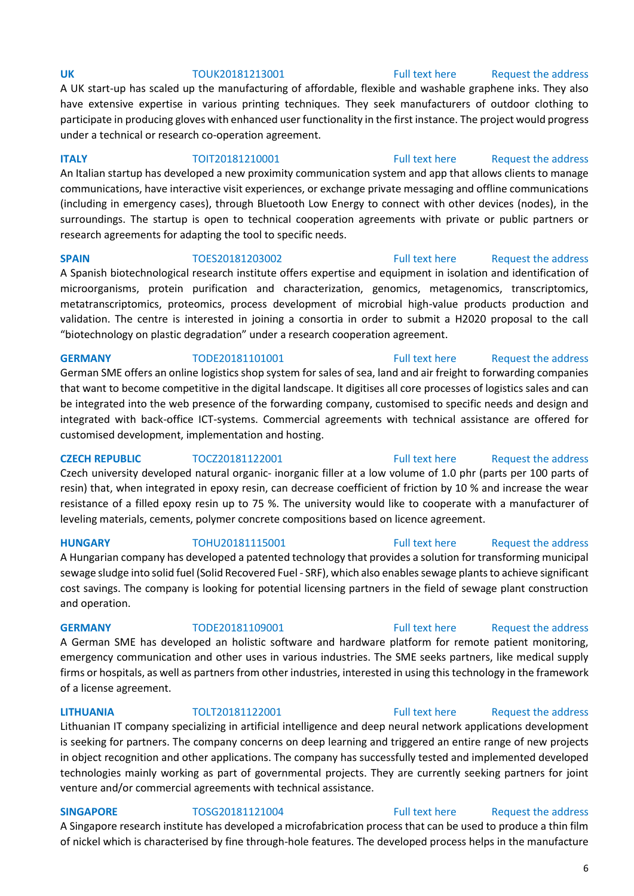**UK** TOUK20181213001 Full text here Request the address

A UK start-up has scaled up the manufacturing of affordable, flexible and washable graphene inks. They also have extensive expertise in various printing techniques. They seek manufacturers of outdoor clothing to participate in producing gloves with enhanced user functionality in the first instance. The project would progress under a technical or research co-operation agreement.

**ITALY** TOIT20181210001 Full text here Request the address

An Italian startup has developed a new proximity communication system and app that allows clients to manage communications, have interactive visit experiences, or exchange private messaging and offline communications (including in emergency cases), through Bluetooth Low Energy to connect with other devices (nodes), in the surroundings. The startup is open to technical cooperation agreements with private or public partners or research agreements for adapting the tool to specific needs.

**SPAIN** TOES20181203002 Full text here Request the address

A Spanish biotechnological research institute offers expertise and equipment in isolation and identification of microorganisms, protein purification and characterization, genomics, metagenomics, transcriptomics, metatranscriptomics, proteomics, process development of microbial high-value products production and validation. The centre is interested in joining a consortia in order to submit a H2020 proposal to the call "biotechnology on plastic degradation" under a research cooperation agreement.

**GERMANY** TODE20181101001 Full text here Request the address

German SME offers an online logistics shop system for sales of sea, land and air freight to forwarding companies that want to become competitive in the digital landscape. It digitises all core processes of logistics sales and can be integrated into the web presence of the forwarding company, customised to specific needs and design and integrated with back-office ICT-systems. Commercial agreements with technical assistance are offered for customised development, implementation and hosting.

**CZECH REPUBLIC** TOCZ20181122001 Full text here Request the address

Czech university developed natural organic- inorganic filler at a low volume of 1.0 phr (parts per 100 parts of resin) that, when integrated in epoxy resin, can decrease coefficient of friction by 10 % and increase the wear resistance of a filled epoxy resin up to 75 %. The university would like to cooperate with a manufacturer of leveling materials, cements, polymer concrete compositions based on licence agreement.

**HUNGARY** TOHU20181115001 Full text here Request the address

A Hungarian company has developed a patented technology that provides a solution for transforming municipal sewage sludge into solid fuel (Solid Recovered Fuel - SRF), which also enables sewage plants to achieve significant cost savings. The company is looking for potential licensing partners in the field of sewage plant construction and operation.

**GERMANY** TODE20181109001 Full text here Request the address

A German SME has developed an holistic software and hardware platform for remote patient monitoring, emergency communication and other uses in various industries. The SME seeks partners, like medical supply firms or hospitals, as well as partners from other industries, interested in using this technology in the framework of a license agreement.

**LITHUANIA** TOLT20181122001 Full text here Request the address

Lithuanian IT company specializing in artificial intelligence and deep neural network applications development is seeking for partners. The company concerns on deep learning and triggered an entire range of new projects in object recognition and other applications. The company has successfully tested and implemented developed technologies mainly working as part of governmental projects. They are currently seeking partners for joint venture and/or commercial agreements with technical assistance.

**SINGAPORE** TOSG20181121004 Full text here Request the address

A Singapore research institute has developed a microfabrication process that can be used to produce a thin film of nickel which is characterised by fine through-hole features. The developed process helps in the manufacture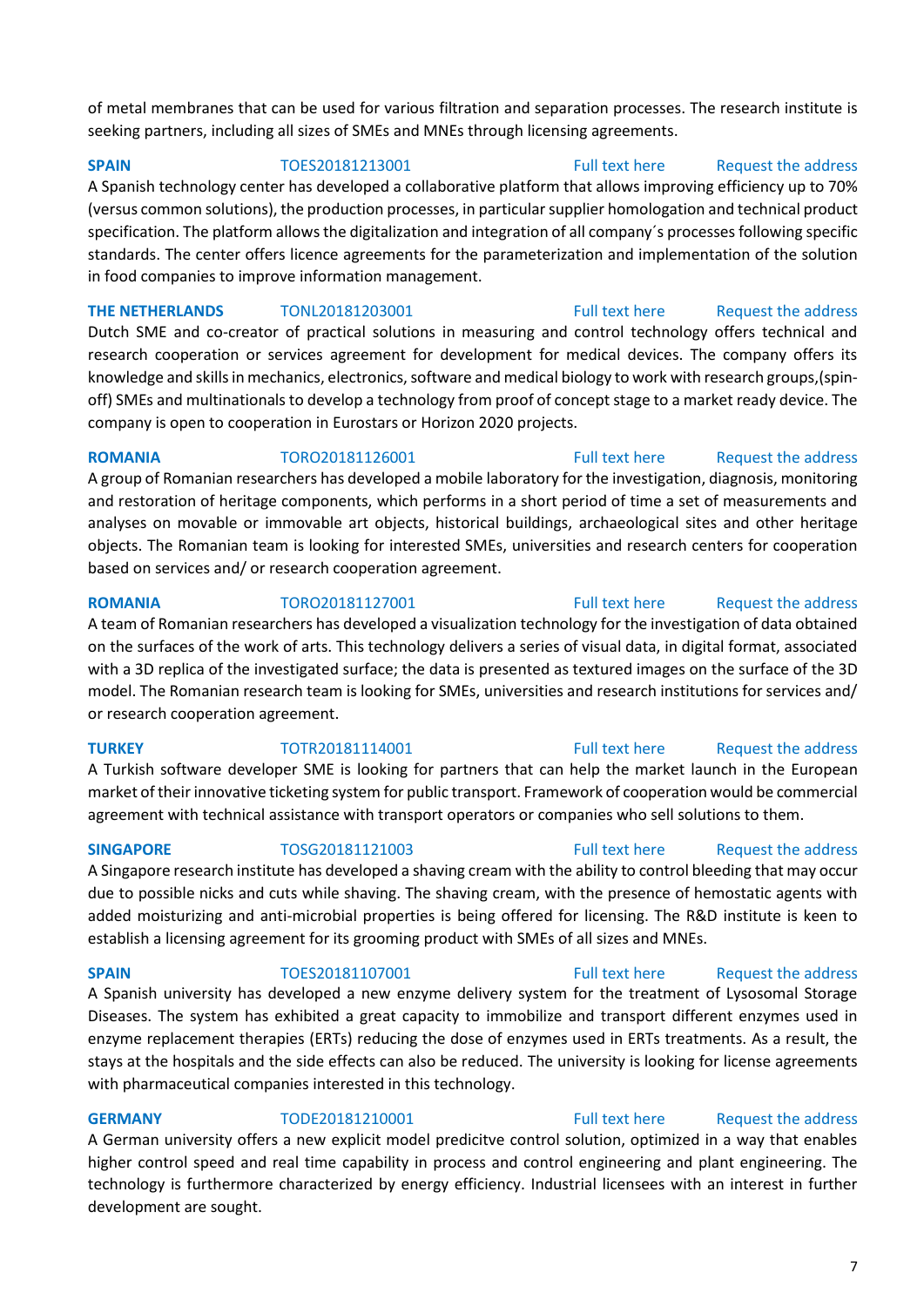of metal membranes that can be used for various filtration and separation processes. The research institute is seeking partners, including all sizes of SMEs and MNEs through licensing agreements.

**SPAIN** TOES20181213001 Full text here Request the address

A Spanish technology center has developed a collaborative platform that allows improving efficiency up to 70% (versus common solutions), the production processes, in particular supplier homologation and technical product specification. The platform allows the digitalization and integration of all company´s processes following specific standards. The center offers licence agreements for the parameterization and implementation of the solution in food companies to improve information management.

**THE NETHERLANDS** TONL20181203001 Full text here Request the address

Dutch SME and co-creator of practical solutions in measuring and control technology offers technical and research cooperation or services agreement for development for medical devices. The company offers its knowledge and skills in mechanics, electronics, software and medical biology to work with research groups,(spin-off) SMEs and multinationals to develop a technology from proof of concept stage to a market ready device. The company is open to cooperation in Eurostars or Horizon 2020 projects.

**ROMANIA** TORO20181126001 Full text here Request the address

A group of Romanian researchers has developed a mobile laboratory for the investigation, diagnosis, monitoring and restoration of heritage components, which performs in a short period of time a set of measurements and analyses on movable or immovable art objects, historical buildings, archaeological sites and other heritage objects. The Romanian team is looking for interested SMEs, universities and research centers for cooperation based on services and/ or research cooperation agreement.

**ROMANIA** TORO20181127001 Full text here Request the address

A team of Romanian researchers has developed a visualization technology for the investigation of data obtained on the surfaces of the work of arts. This technology delivers a series of visual data, in digital format, associated with a 3D replica of the investigated surface; the data is presented as textured images on the surface of the 3D model. The Romanian research team is looking for SMEs, universities and research institutions for services and/ or research cooperation agreement.

**TURKEY** TOTR20181114001 Full text here Request the address

A Turkish software developer SME is looking for partners that can help the market launch in the European market of their innovative ticketing system for public transport. Framework of cooperation would be commercial agreement with technical assistance with transport operators or companies who sell solutions to them.

**SINGAPORE** TOSG20181121003 Full text here Request the address

A Singapore research institute has developed a shaving cream with the ability to control bleeding that may occur due to possible nicks and cuts while shaving. The shaving cream, with the presence of hemostatic agents with added moisturizing and anti-microbial properties is being offered for licensing. The R&D institute is keen to establish a licensing agreement for its grooming product with SMEs of all sizes and MNEs.

**SPAIN** TOES20181107001 Full text here Request the address

A Spanish university has developed a new enzyme delivery system for the treatment of Lysosomal Storage Diseases. The system has exhibited a great capacity to immobilize and transport different enzymes used in enzyme replacement therapies (ERTs) reducing the dose of enzymes used in ERTs treatments. As a result, the stays at the hospitals and the side effects can also be reduced. The university is looking for license agreements with pharmaceutical companies interested in this technology.

**GERMANY** TODE20181210001 Full text here Request the address

A German university offers a new explicit model predicitve control solution, optimized in a way that enables higher control speed and real time capability in process and control engineering and plant engineering. The technology is furthermore characterized by energy efficiency. Industrial licensees with an interest in further development are sought.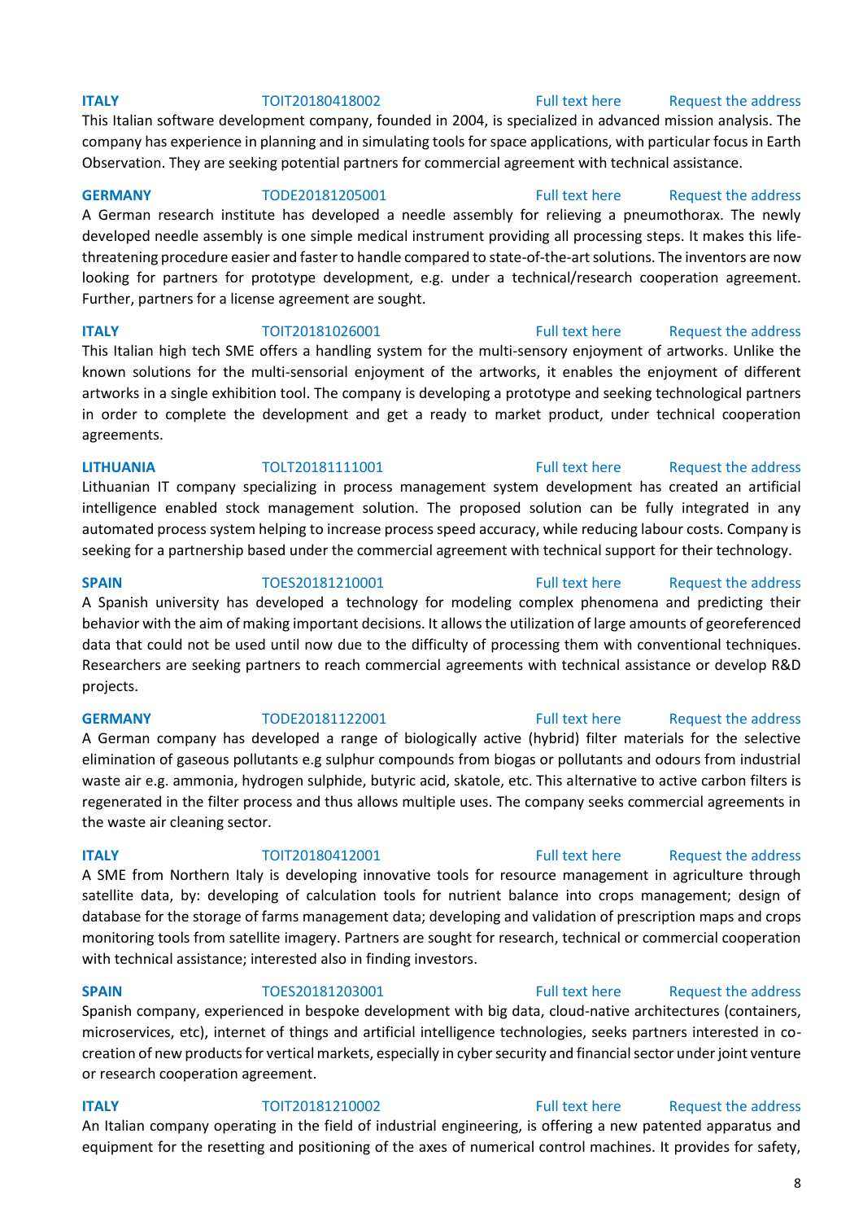**ITALY** TOIT20180418002 Full text here Request the address

This Italian software development company, founded in 2004, is specialized in advanced mission analysis. The company has experience in planning and in simulating tools for space applications, with particular focus in Earth Observation. They are seeking potential partners for commercial agreement with technical assistance.

**GERMANY** TODE20181205001 Full text here Request the address

A German research institute has developed a needle assembly for relieving a pneumothorax. The newly developed needle assembly is one simple medical instrument providing all processing steps. It makes this life-threatening procedure easier and faster to handle compared to state-of-the-art solutions. The inventors are now looking for partners for prototype development, e.g. under a technical/research cooperation agreement. Further, partners for a license agreement are sought.

**ITALY** TOIT20181026001 Full text here Request the address

This Italian high tech SME offers a handling system for the multi-sensory enjoyment of artworks. Unlike the known solutions for the multi-sensorial enjoyment of the artworks, it enables the enjoyment of different artworks in a single exhibition tool. The company is developing a prototype and seeking technological partners in order to complete the development and get a ready to market product, under technical cooperation agreements.

**LITHUANIA** TOLT20181111001 Full text here Request the address

Lithuanian IT company specializing in process management system development has created an artificial intelligence enabled stock management solution. The proposed solution can be fully integrated in any automated process system helping to increase process speed accuracy, while reducing labour costs. Company is seeking for a partnership based under the commercial agreement with technical support for their technology.

**SPAIN** TOES20181210001 Full text here Request the address

A Spanish university has developed a technology for modeling complex phenomena and predicting their behavior with the aim of making important decisions. It allows the utilization of large amounts of georeferenced data that could not be used until now due to the difficulty of processing them with conventional techniques. Researchers are seeking partners to reach commercial agreements with technical assistance or develop R&D projects.

**GERMANY** TODE20181122001 Full text here Request the address

A German company has developed a range of biologically active (hybrid) filter materials for the selective elimination of gaseous pollutants e.g sulphur compounds from biogas or pollutants and odours from industrial waste air e.g. ammonia, hydrogen sulphide, butyric acid, skatole, etc. This alternative to active carbon filters is regenerated in the filter process and thus allows multiple uses. The company seeks commercial agreements in the waste air cleaning sector.

**ITALY** TOIT20180412001 Full text here Request the address

A SME from Northern Italy is developing innovative tools for resource management in agriculture through satellite data, by: developing of calculation tools for nutrient balance into crops management; design of database for the storage of farms management data; developing and validation of prescription maps and crops monitoring tools from satellite imagery. Partners are sought for research, technical or commercial cooperation with technical assistance; interested also in finding investors.

**SPAIN** TOES20181203001 Full text here Request the address

Spanish company, experienced in bespoke development with big data, cloud-native architectures (containers, microservices, etc), internet of things and artificial intelligence technologies, seeks partners interested in co-creation of new products for vertical markets, especially in cyber security and financial sector under joint venture or research cooperation agreement.

**ITALY** TOIT20181210002 Full text here Request the address

An Italian company operating in the field of industrial engineering, is offering a new patented apparatus and equipment for the resetting and positioning of the axes of numerical control machines. It provides for safety,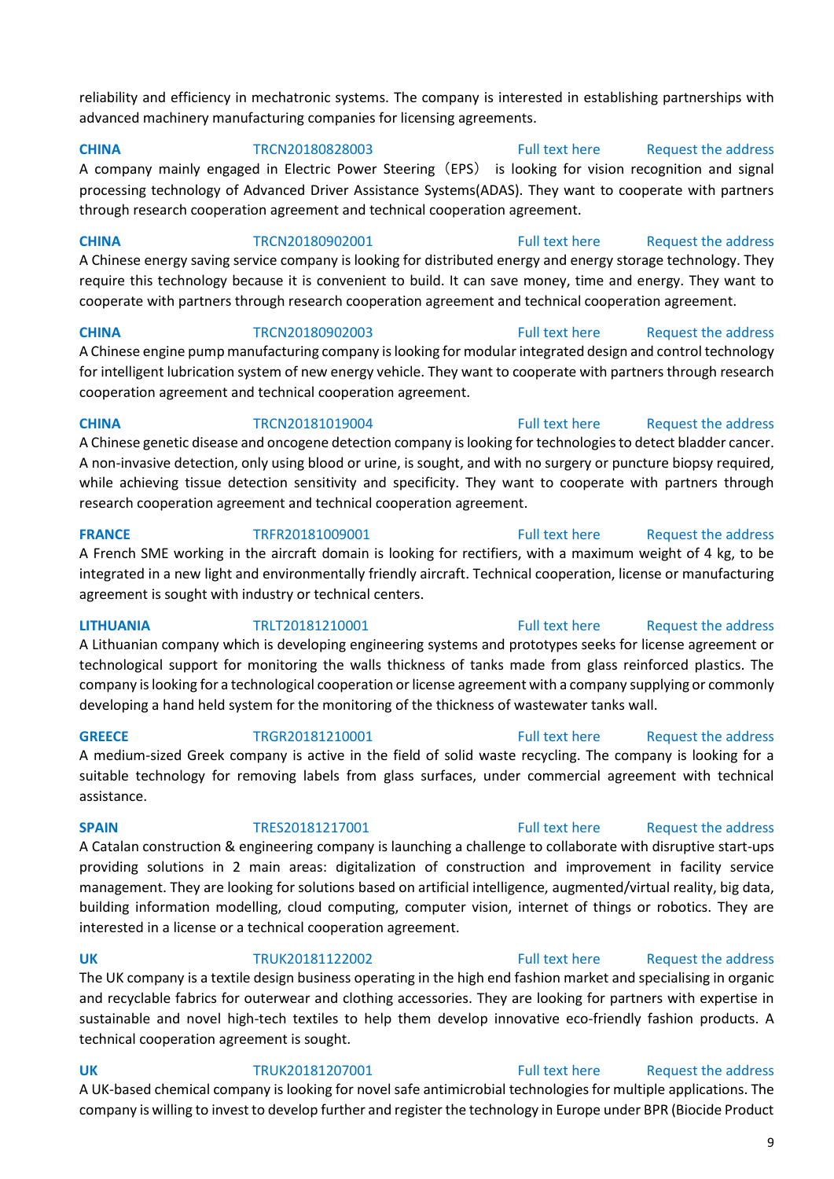reliability and efficiency in mechatronic systems. The company is interested in establishing partnerships with advanced machinery manufacturing companies for licensing agreements.

**CHINA** TRCN20180828003 Full text here Request the address

A company mainly engaged in Electric Power Steering（EPS） is looking for vision recognition and signal processing technology of Advanced Driver Assistance Systems(ADAS). They want to cooperate with partners through research cooperation agreement and technical cooperation agreement.

**CHINA** TRCN20180902001 Full text here Request the address

A Chinese energy saving service company is looking for distributed energy and energy storage technology. They require this technology because it is convenient to build. It can save money, time and energy. They want to cooperate with partners through research cooperation agreement and technical cooperation agreement.

**CHINA** TRCN20180902003 Full text here Request the address

A Chinese engine pump manufacturing company is looking for modular integrated design and control technology for intelligent lubrication system of new energy vehicle. They want to cooperate with partners through research cooperation agreement and technical cooperation agreement.

**CHINA** TRCN20181019004 Full text here Request the address

A Chinese genetic disease and oncogene detection company is looking for technologies to detect bladder cancer. A non-invasive detection, only using blood or urine, is sought, and with no surgery or puncture biopsy required, while achieving tissue detection sensitivity and specificity. They want to cooperate with partners through research cooperation agreement and technical cooperation agreement.

**FRANCE** TRFR20181009001 Full text here Request the address

A French SME working in the aircraft domain is looking for rectifiers, with a maximum weight of 4 kg, to be integrated in a new light and environmentally friendly aircraft. Technical cooperation, license or manufacturing agreement is sought with industry or technical centers.

**LITHUANIA** TRLT20181210001 Full text here Request the address

A Lithuanian company which is developing engineering systems and prototypes seeks for license agreement or technological support for monitoring the walls thickness of tanks made from glass reinforced plastics. The company is looking for a technological cooperation or license agreement with a company supplying or commonly developing a hand held system for the monitoring of the thickness of wastewater tanks wall.

**GREECE** TRGR20181210001 Full text here Request the address

A medium-sized Greek company is active in the field of solid waste recycling. The company is looking for a suitable technology for removing labels from glass surfaces, under commercial agreement with technical assistance.

**SPAIN** TRES20181217001 Full text here Request the address

A Catalan construction & engineering company is launching a challenge to collaborate with disruptive start-ups providing solutions in 2 main areas: digitalization of construction and improvement in facility service management. They are looking for solutions based on artificial intelligence, augmented/virtual reality, big data, building information modelling, cloud computing, computer vision, internet of things or robotics. They are interested in a license or a technical cooperation agreement.

**UK** TRUK20181122002 Full text here Request the address

The UK company is a textile design business operating in the high end fashion market and specialising in organic and recyclable fabrics for outerwear and clothing accessories. They are looking for partners with expertise in sustainable and novel high-tech textiles to help them develop innovative eco-friendly fashion products. A technical cooperation agreement is sought.

**UK** TRUK20181207001 Full text here Request the address

A UK-based chemical company is looking for novel safe antimicrobial technologies for multiple applications. The company is willing to invest to develop further and register the technology in Europe under BPR (Biocide Product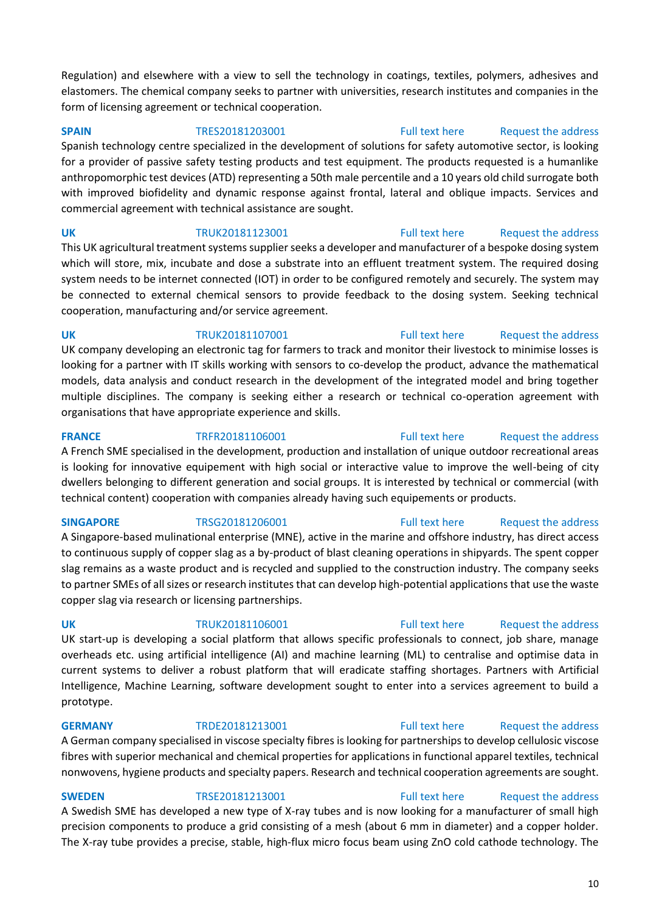Regulation) and elsewhere with a view to sell the technology in coatings, textiles, polymers, adhesives and elastomers. The chemical company seeks to partner with universities, research institutes and companies in the form of licensing agreement or technical cooperation.

**SPAIN** TRES20181203001 Full text here Request the address

Spanish technology centre specialized in the development of solutions for safety automotive sector, is looking for a provider of passive safety testing products and test equipment. The products requested is a humanlike anthropomorphic test devices (ATD) representing a 50th male percentile and a 10 years old child surrogate both with improved biofidelity and dynamic response against frontal, lateral and oblique impacts. Services and commercial agreement with technical assistance are sought.

**UK** TRUK20181123001 Full text here Request the address

This UK agricultural treatment systems supplier seeks a developer and manufacturer of a bespoke dosing system which will store, mix, incubate and dose a substrate into an effluent treatment system. The required dosing system needs to be internet connected (IOT) in order to be configured remotely and securely. The system may be connected to external chemical sensors to provide feedback to the dosing system. Seeking technical cooperation, manufacturing and/or service agreement.

**UK** TRUK20181107001 Full text here Request the address

UK company developing an electronic tag for farmers to track and monitor their livestock to minimise losses is looking for a partner with IT skills working with sensors to co-develop the product, advance the mathematical models, data analysis and conduct research in the development of the integrated model and bring together multiple disciplines. The company is seeking either a research or technical co-operation agreement with organisations that have appropriate experience and skills.

**FRANCE** TRFR20181106001 Full text here Request the address

A French SME specialised in the development, production and installation of unique outdoor recreational areas is looking for innovative equipement with high social or interactive value to improve the well-being of city dwellers belonging to different generation and social groups. It is interested by technical or commercial (with technical content) cooperation with companies already having such equipements or products.

**SINGAPORE** TRSG20181206001 Full text here Request the address

A Singapore-based mulinational enterprise (MNE), active in the marine and offshore industry, has direct access to continuous supply of copper slag as a by-product of blast cleaning operations in shipyards. The spent copper slag remains as a waste product and is recycled and supplied to the construction industry. The company seeks to partner SMEs of all sizes or research institutes that can develop high-potential applications that use the waste copper slag via research or licensing partnerships.

**UK** TRUK20181106001 Full text here Request the address

UK start-up is developing a social platform that allows specific professionals to connect, job share, manage overheads etc. using artificial intelligence (AI) and machine learning (ML) to centralise and optimise data in current systems to deliver a robust platform that will eradicate staffing shortages. Partners with Artificial Intelligence, Machine Learning, software development sought to enter into a services agreement to build a prototype.

**GERMANY** TRDE20181213001 Full text here Request the address

A German company specialised in viscose specialty fibres is looking for partnerships to develop cellulosic viscose fibres with superior mechanical and chemical properties for applications in functional apparel textiles, technical nonwovens, hygiene products and specialty papers. Research and technical cooperation agreements are sought.

**SWEDEN** TRSE20181213001 Full text here Request the address

A Swedish SME has developed a new type of X-ray tubes and is now looking for a manufacturer of small high precision components to produce a grid consisting of a mesh (about 6 mm in diameter) and a copper holder. The X-ray tube provides a precise, stable, high-flux micro focus beam using ZnO cold cathode technology. The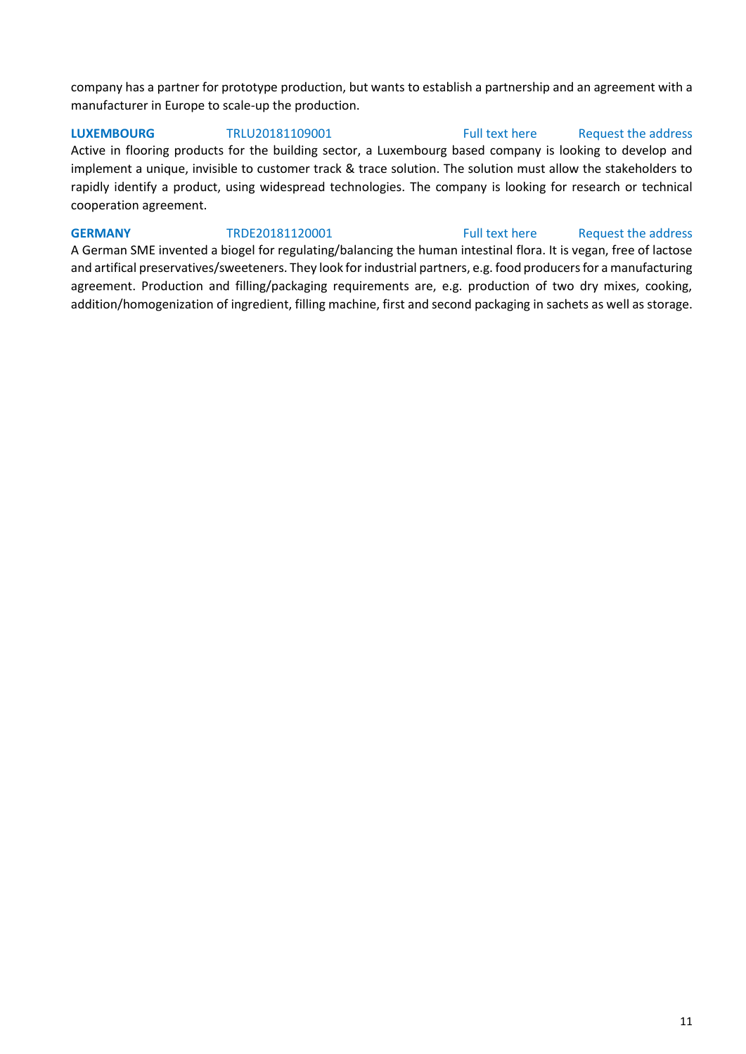company has a partner for prototype production, but wants to establish a partnership and an agreement with a manufacturer in Europe to scale-up the production.

**LUXEMBOURG** TRLU20181109001 Full text here Request the address

Active in flooring products for the building sector, a Luxembourg based company is looking to develop and implement a unique, invisible to customer track & trace solution. The solution must allow the stakeholders to rapidly identify a product, using widespread technologies. The company is looking for research or technical cooperation agreement.

**GERMANY** TRDE20181120001 Full text here Request the address

A German SME invented a biogel for regulating/balancing the human intestinal flora. It is vegan, free of lactose and artifical preservatives/sweeteners. They look for industrial partners, e.g. food producers for a manufacturing agreement. Production and filling/packaging requirements are, e.g. production of two dry mixes, cooking, addition/homogenization of ingredient, filling machine, first and second packaging in sachets as well as storage.